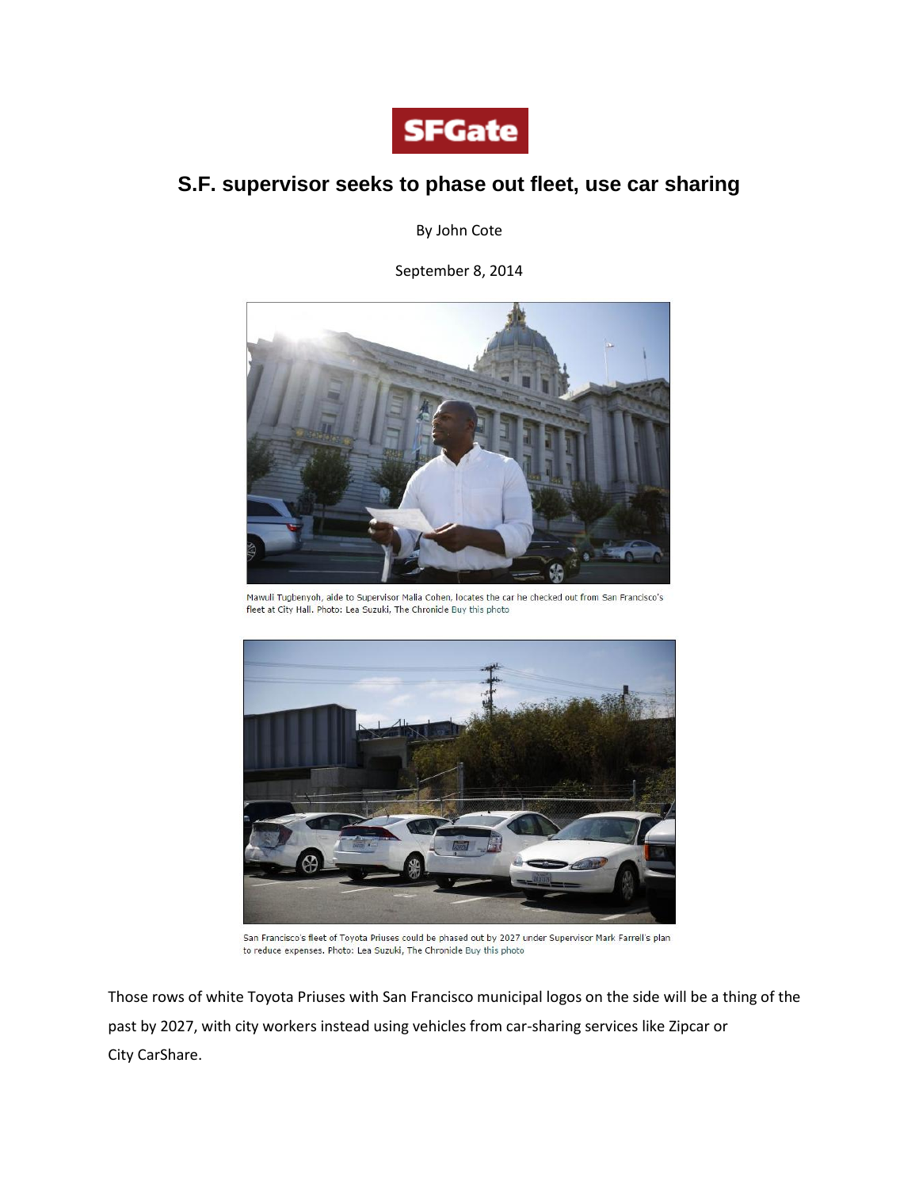SFGate

# S.F. supervisor seeks to phase out fleet, use car sharing

By John Cote

September 8, 2014

Mawuli Tugbenyoh, aide to Supervisor Malia Cohen, locates the car he checked out from San Francisco's fleet at City Hall. Photo: Lea Suzuki, The Chronicle Buy this photo

San Francisco's fleet of Toyota Priuses could be phased out by 2027 under Supervisor Mark Farrell's plan to reduce expenses. Photo: Lea Suzuki, The Chronicle Buy this photo

Those rows of white Toyota Priuses with San Francisco municipal logos on the side will be a thing of the past by 2027, with city workers instead using vehicles from car-sharing services like Zipcar or City CarShare.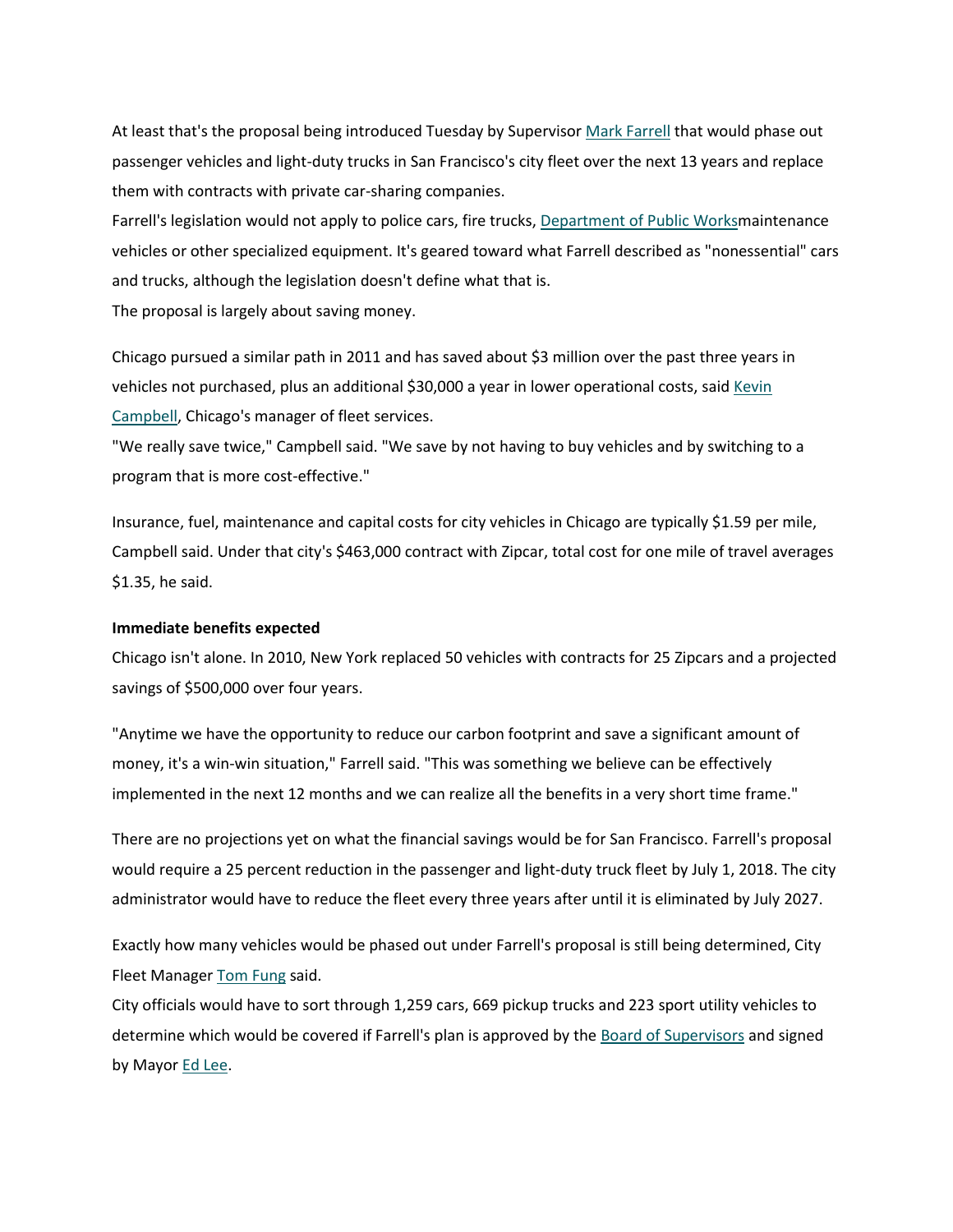At least that's the proposal being introduced Tuesday by Supervisor Mark Farrell that would phase out passenger vehicles and light-duty trucks in San Francisco's city fleet over the next 13 years and replace them with contracts with private car-sharing companies.

Farrell's legislation would not apply to police cars, fire trucks, Department of Public Worksmaintenance vehicles or other specialized equipment. It's geared toward what Farrell described as "nonessential" cars and trucks, although the legislation doesn't define what that is.

The proposal is largely about saving money.

Chicago pursued a similar path in 2011 and has saved about $3 million over the past three years in vehicles not purchased, plus an additional $30,000 a year in lower operational costs, said Kevin Campbell, Chicago's manager of fleet services.

"We really save twice," Campbell said. "We save by not having to buy vehicles and by switching to a program that is more cost-effective."

Insurance, fuel, maintenance and capital costs for city vehicles in Chicago are typically $1.59 per mile, Campbell said. Under that city's $463,000 contract with Zipcar, total cost for one mile of travel averages $1.35, he said.

**Immediate benefits expected**

Chicago isn't alone. In 2010, New York replaced 50 vehicles with contracts for 25 Zipcars and a projected savings of $500,000 over four years.

"Anytime we have the opportunity to reduce our carbon footprint and save a significant amount of money, it's a win-win situation," Farrell said. "This was something we believe can be effectively implemented in the next 12 months and we can realize all the benefits in a very short time frame."

There are no projections yet on what the financial savings would be for San Francisco. Farrell's proposal would require a 25 percent reduction in the passenger and light-duty truck fleet by July 1, 2018. The city administrator would have to reduce the fleet every three years after until it is eliminated by July 2027.

Exactly how many vehicles would be phased out under Farrell's proposal is still being determined, City Fleet Manager Tom Fung said.

City officials would have to sort through 1,259 cars, 669 pickup trucks and 223 sport utility vehicles to determine which would be covered if Farrell's plan is approved by the Board of Supervisors and signed by Mayor Ed Lee.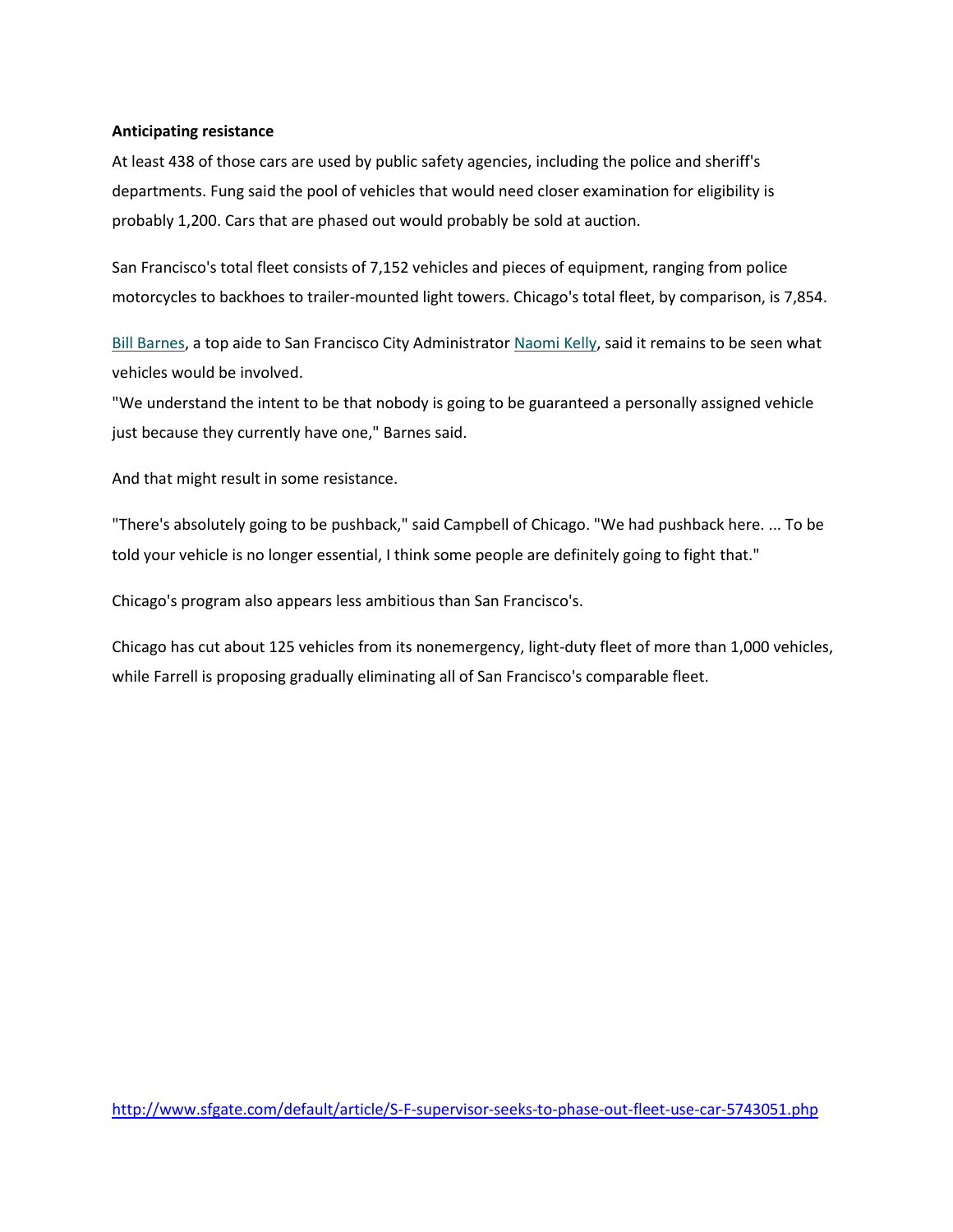**Anticipating resistance**

At least 438 of those cars are used by public safety agencies, including the police and sheriff's departments. Fung said the pool of vehicles that would need closer examination for eligibility is probably 1,200. Cars that are phased out would probably be sold at auction.

San Francisco's total fleet consists of 7,152 vehicles and pieces of equipment, ranging from police motorcycles to backhoes to trailer-mounted light towers. Chicago's total fleet, by comparison, is 7,854.

Bill Barnes, a top aide to San Francisco City Administrator Naomi Kelly, said it remains to be seen what vehicles would be involved.

"We understand the intent to be that nobody is going to be guaranteed a personally assigned vehicle just because they currently have one," Barnes said.

And that might result in some resistance.

"There's absolutely going to be pushback," said Campbell of Chicago. "We had pushback here. ... To be told your vehicle is no longer essential, I think some people are definitely going to fight that."

Chicago's program also appears less ambitious than San Francisco's.

Chicago has cut about 125 vehicles from its nonemergency, light-duty fleet of more than 1,000 vehicles, while Farrell is proposing gradually eliminating all of San Francisco's comparable fleet.

http://www.sfgate.com/default/article/S-F-supervisor-seeks-to-phase-out-fleet-use-car-5743051.php